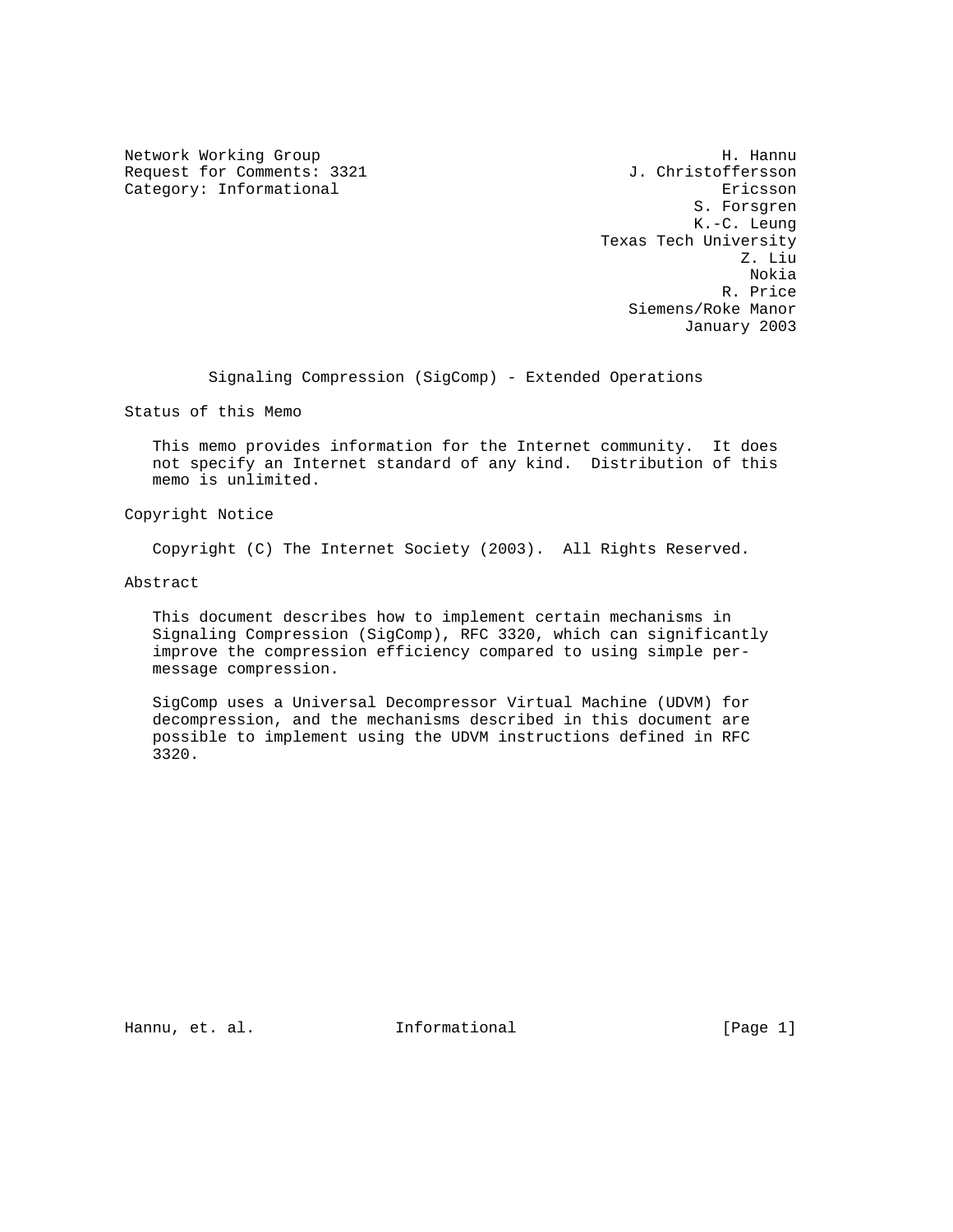Network Working Group H. Hannu
Request for Comments: 3321 J. Christoffersson
Category: Informational Ericsson
S. Forsgren
K.-C. Leung
Texas Tech University
Z. Liu
Nokia
R. Price
Siemens/Roke Manor
January 2003

# Signaling Compression (SigComp) - Extended Operations

## Status of this Memo

This memo provides information for the Internet community. It does not specify an Internet standard of any kind. Distribution of this memo is unlimited.

## Copyright Notice

Copyright (C) The Internet Society (2003). All Rights Reserved.

## Abstract

This document describes how to implement certain mechanisms in Signaling Compression (SigComp), RFC 3320, which can significantly improve the compression efficiency compared to using simple per-message compression.

SigComp uses a Universal Decompressor Virtual Machine (UDVM) for decompression, and the mechanisms described in this document are possible to implement using the UDVM instructions defined in RFC 3320.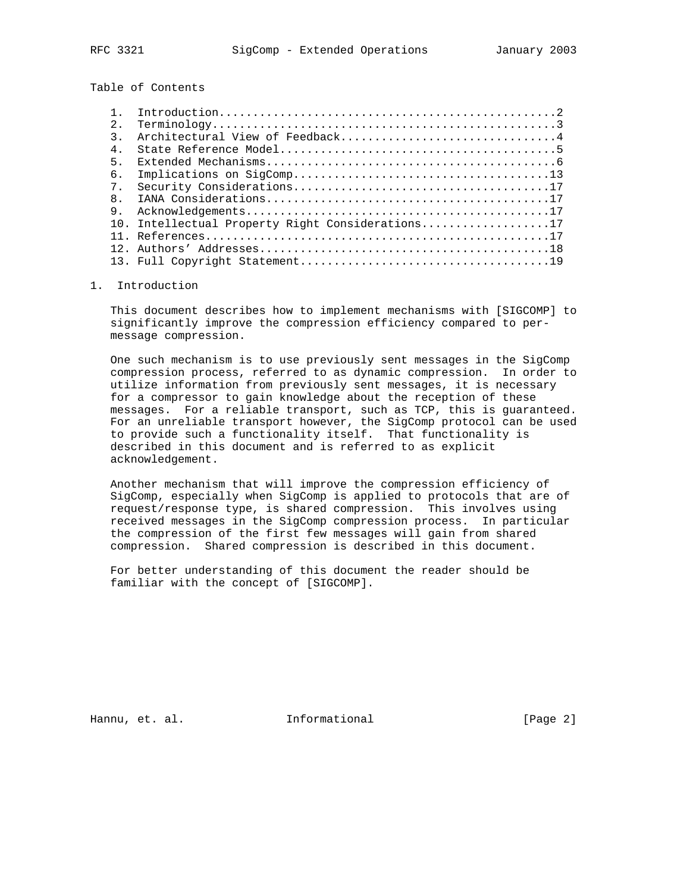## Table of Contents

1. Introduction.................................................2
2. Terminology..................................................3
3. Architectural View of Feedback...............................4
4. State Reference Model........................................5
5. Extended Mechanisms..........................................6
6. Implications on SigComp.....................................13
7. Security Considerations.....................................17
8. IANA Considerations.........................................17
9. Acknowledgements............................................17
10. Intellectual Property Right Considerations..................17
11. References..................................................17
12. Authors' Addresses..........................................18
13. Full Copyright Statement....................................19

## 1. Introduction

This document describes how to implement mechanisms with [SIGCOMP] to significantly improve the compression efficiency compared to per-message compression.

One such mechanism is to use previously sent messages in the SigComp compression process, referred to as dynamic compression. In order to utilize information from previously sent messages, it is necessary for a compressor to gain knowledge about the reception of these messages. For a reliable transport, such as TCP, this is guaranteed. For an unreliable transport however, the SigComp protocol can be used to provide such a functionality itself. That functionality is described in this document and is referred to as explicit acknowledgement.

Another mechanism that will improve the compression efficiency of SigComp, especially when SigComp is applied to protocols that are of request/response type, is shared compression. This involves using received messages in the SigComp compression process. In particular the compression of the first few messages will gain from shared compression. Shared compression is described in this document.

For better understanding of this document the reader should be familiar with the concept of [SIGCOMP].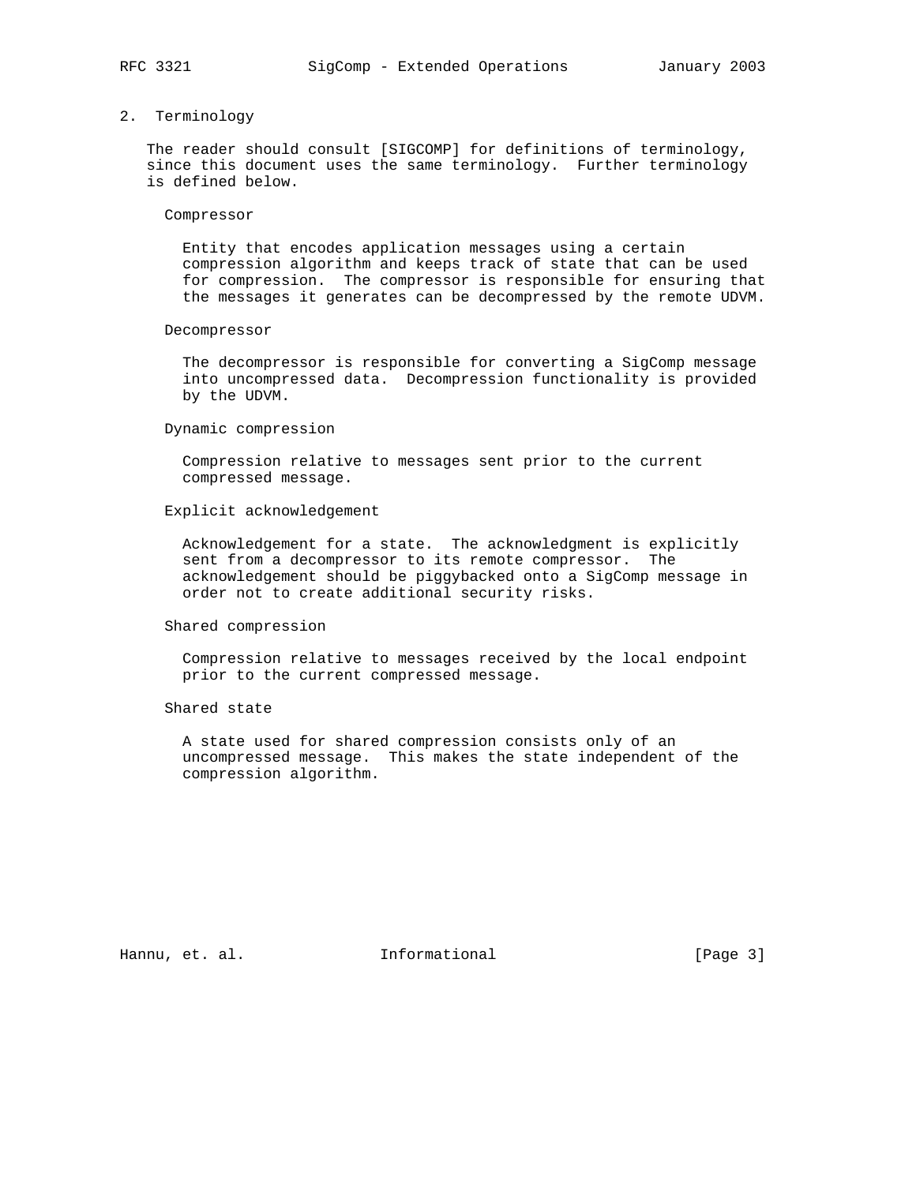## 2. Terminology

The reader should consult [SIGCOMP] for definitions of terminology, since this document uses the same terminology. Further terminology is defined below.

**Compressor**

Entity that encodes application messages using a certain compression algorithm and keeps track of state that can be used for compression. The compressor is responsible for ensuring that the messages it generates can be decompressed by the remote UDVM.

**Decompressor**

The decompressor is responsible for converting a SigComp message into uncompressed data. Decompression functionality is provided by the UDVM.

**Dynamic compression**

Compression relative to messages sent prior to the current compressed message.

**Explicit acknowledgement**

Acknowledgement for a state. The acknowledgment is explicitly sent from a decompressor to its remote compressor. The acknowledgement should be piggybacked onto a SigComp message in order not to create additional security risks.

**Shared compression**

Compression relative to messages received by the local endpoint prior to the current compressed message.

**Shared state**

A state used for shared compression consists only of an uncompressed message. This makes the state independent of the compression algorithm.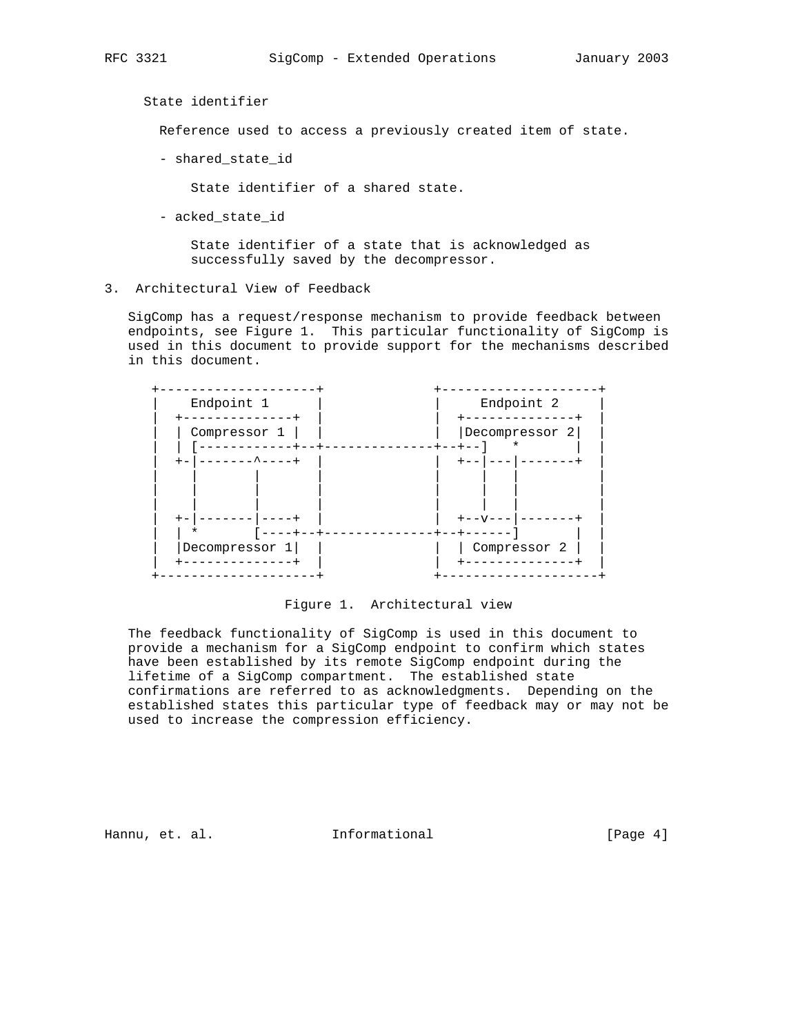State identifier

Reference used to access a previously created item of state.

- shared_state_id

  State identifier of a shared state.

- acked_state_id

  State identifier of a state that is acknowledged as successfully saved by the decompressor.

## 3. Architectural View of Feedback

SigComp has a request/response mechanism to provide feedback between endpoints, see Figure 1. This particular functionality of SigComp is used in this document to provide support for the mechanisms described in this document.

```
   +--------------------+              +--------------------+
   |    Endpoint 1      |              |     Endpoint 2     |
   |  +--------------+  |              |  +--------------+  |
   |  | Compressor 1 |  |              |  |Decompressor 2|  |
   |  | [------------+--+--------------+--+--]   *       |  |
   |  +-|-------^----+  |              |  +--|---|-------+  |
   |    |       |       |              |     |   |          |
   |    |       |       |              |     |   |          |
   |    |       |       |              |     |   |          |
   |  +-|-------|----+  |              |  +--v---|-------+  |
   |  | *       [----+--+--------------+--+------]       |  |
   |  |Decompressor 1|  |              |  | Compressor 2 |  |
   |  +--------------+  |              |  +--------------+  |
   +--------------------+              +--------------------+
```

Figure 1. Architectural view

The feedback functionality of SigComp is used in this document to provide a mechanism for a SigComp endpoint to confirm which states have been established by its remote SigComp endpoint during the lifetime of a SigComp compartment. The established state confirmations are referred to as acknowledgments. Depending on the established states this particular type of feedback may or may not be used to increase the compression efficiency.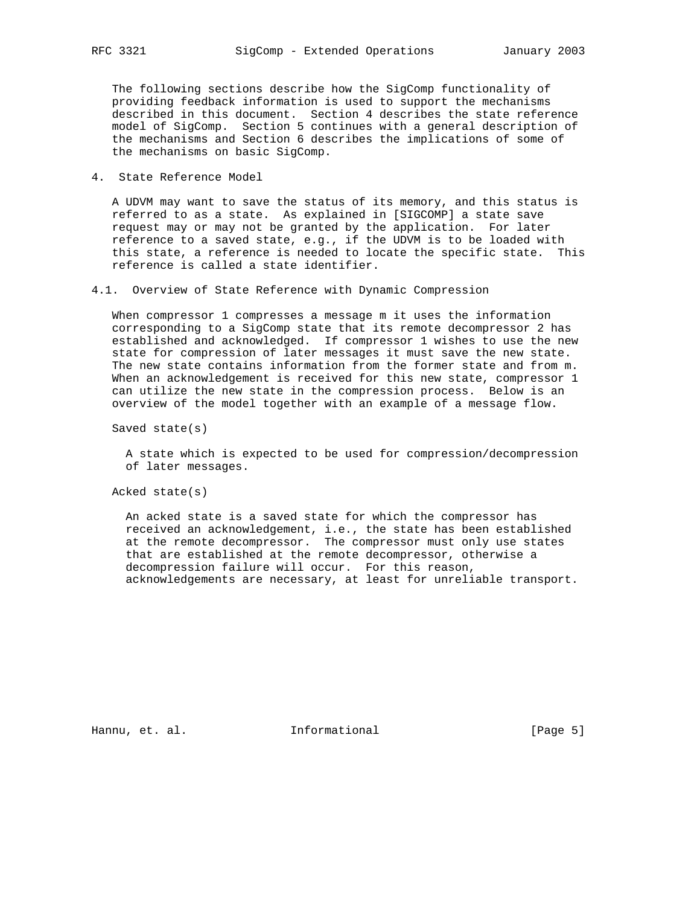The following sections describe how the SigComp functionality of providing feedback information is used to support the mechanisms described in this document. Section 4 describes the state reference model of SigComp. Section 5 continues with a general description of the mechanisms and Section 6 describes the implications of some of the mechanisms on basic SigComp.

## 4. State Reference Model

A UDVM may want to save the status of its memory, and this status is referred to as a state. As explained in [SIGCOMP] a state save request may or may not be granted by the application. For later reference to a saved state, e.g., if the UDVM is to be loaded with this state, a reference is needed to locate the specific state. This reference is called a state identifier.

### 4.1. Overview of State Reference with Dynamic Compression

When compressor 1 compresses a message m it uses the information corresponding to a SigComp state that its remote decompressor 2 has established and acknowledged. If compressor 1 wishes to use the new state for compression of later messages it must save the new state. The new state contains information from the former state and from m. When an acknowledgement is received for this new state, compressor 1 can utilize the new state in the compression process. Below is an overview of the model together with an example of a message flow.

Saved state(s)

A state which is expected to be used for compression/decompression of later messages.

Acked state(s)

An acked state is a saved state for which the compressor has received an acknowledgement, i.e., the state has been established at the remote decompressor. The compressor must only use states that are established at the remote decompressor, otherwise a decompression failure will occur. For this reason, acknowledgements are necessary, at least for unreliable transport.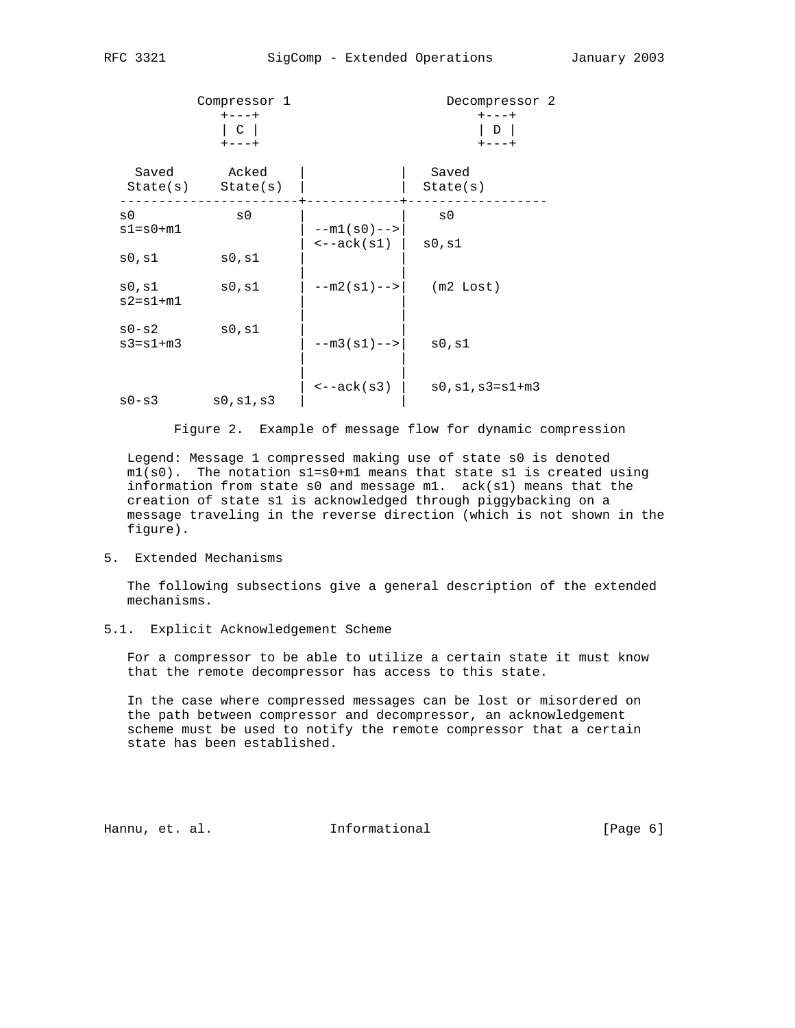```
          Compressor 1                    Decompressor 2
             +---+                            +---+
             | C |                            | D |
             +---+                            +---+

   Saved       Acked     |             |   Saved
   State(s)    State(s)  |             |  State(s)
 -----------------------+------------+------------------
 s0            s0       |             |    s0
 s1=s0+m1               | --m1(s0)--> |
                        | <--ack(s1)  |  s0,s1
 s0,s1         s0,s1    |             |
                        |             |
 s0,s1         s0,s1    | --m2(s1)--> |   (m2 Lost)
 s2=s1+m1               |             |
                        |             |
 s0-s2         s0,s1    |             |
 s3=s1+m3               | --m3(s1)--> |   s0,s1
                        |             |
                        |             |
                        | <--ack(s3)  |   s0,s1,s3=s1+m3
 s0-s3        s0,s1,s3  |             |
```

Figure 2. Example of message flow for dynamic compression

Legend: Message 1 compressed making use of state s0 is denoted m1(s0). The notation s1=s0+m1 means that state s1 is created using information from state s0 and message m1. ack(s1) means that the creation of state s1 is acknowledged through piggybacking on a message traveling in the reverse direction (which is not shown in the figure).

## 5. Extended Mechanisms

The following subsections give a general description of the extended mechanisms.

### 5.1. Explicit Acknowledgement Scheme

For a compressor to be able to utilize a certain state it must know that the remote decompressor has access to this state.

In the case where compressed messages can be lost or misordered on the path between compressor and decompressor, an acknowledgement scheme must be used to notify the remote compressor that a certain state has been established.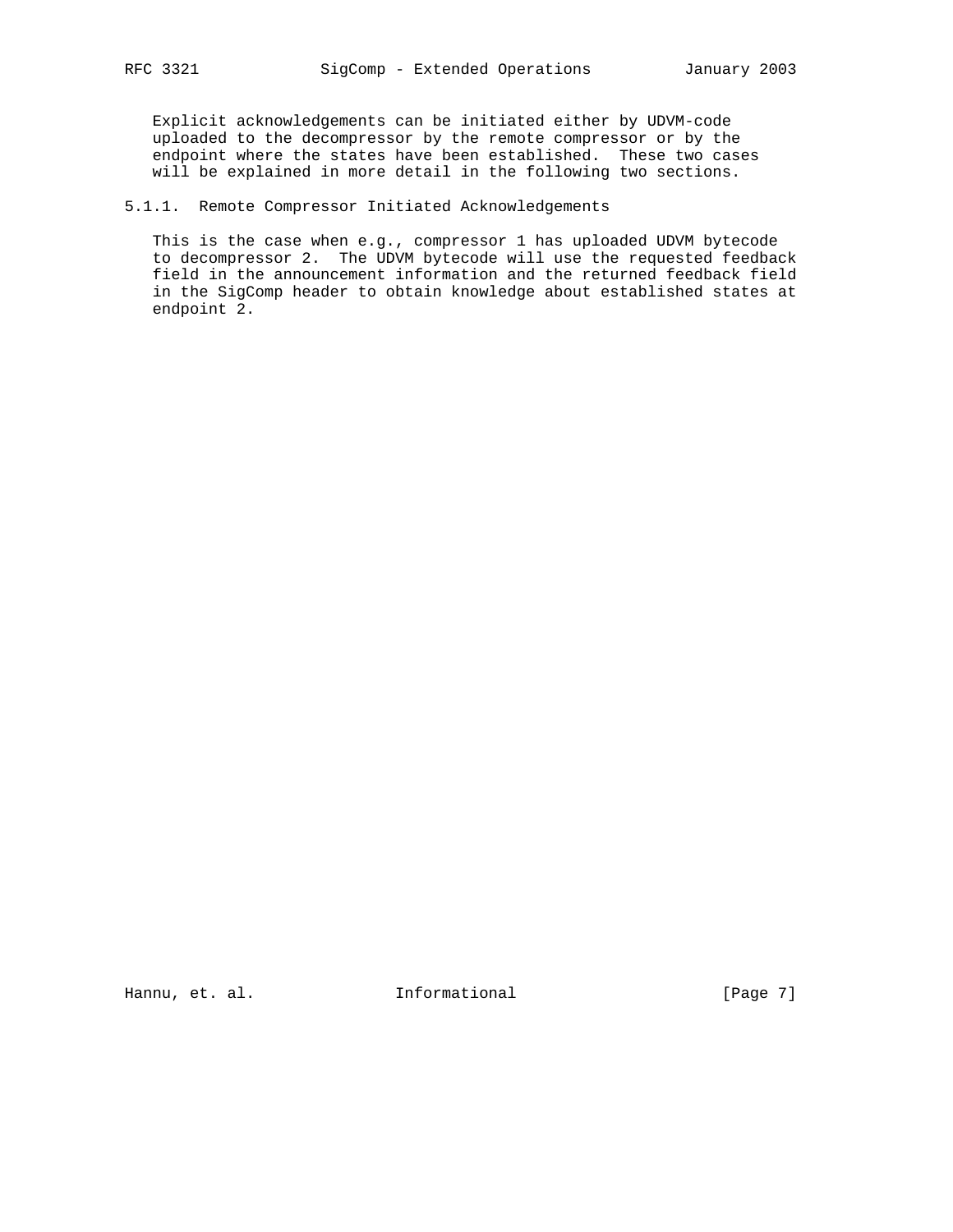Explicit acknowledgements can be initiated either by UDVM-code uploaded to the decompressor by the remote compressor or by the endpoint where the states have been established. These two cases will be explained in more detail in the following two sections.

#### 5.1.1. Remote Compressor Initiated Acknowledgements

This is the case when e.g., compressor 1 has uploaded UDVM bytecode to decompressor 2. The UDVM bytecode will use the requested feedback field in the announcement information and the returned feedback field in the SigComp header to obtain knowledge about established states at endpoint 2.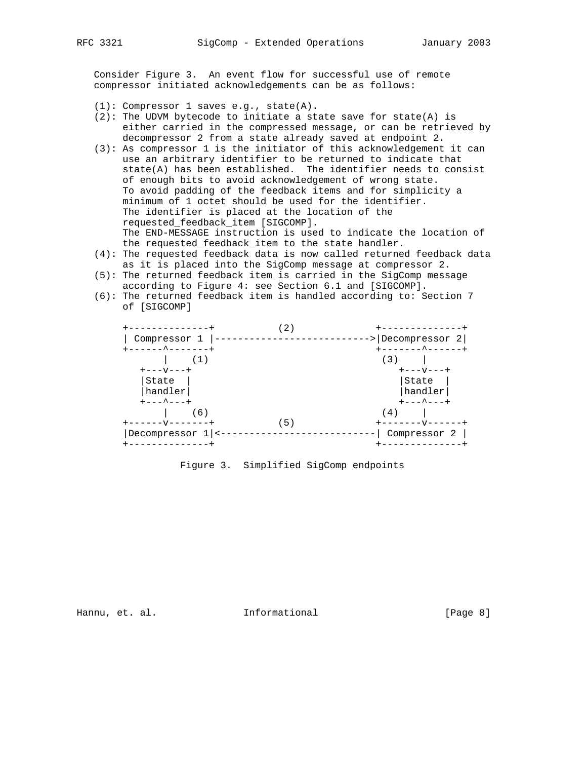Consider Figure 3. An event flow for successful use of remote compressor initiated acknowledgements can be as follows:

(1): Compressor 1 saves e.g., state(A).

(2): The UDVM bytecode to initiate a state save for state(A) is either carried in the compressed message, or can be retrieved by decompressor 2 from a state already saved at endpoint 2.

(3): As compressor 1 is the initiator of this acknowledgement it can use an arbitrary identifier to be returned to indicate that state(A) has been established. The identifier needs to consist of enough bits to avoid acknowledgement of wrong state. To avoid padding of the feedback items and for simplicity a minimum of 1 octet should be used for the identifier. The identifier is placed at the location of the requested_feedback_item [SIGCOMP]. The END-MESSAGE instruction is used to indicate the location of the requested_feedback_item to the state handler.

(4): The requested feedback data is now called returned feedback data as it is placed into the SigComp message at compressor 2.

(5): The returned feedback item is carried in the SigComp message according to Figure 4: see Section 6.1 and [SIGCOMP].

(6): The returned feedback item is handled according to: Section 7 of [SIGCOMP]

```
+--------------+           (2)             +--------------+
| Compressor 1 |---------------------------->|Decompressor 2|
+------^-------+                           +-------^------+
       |    (1)                             (3)    |
   +---v---+                                   +---v---+
   |State  |                                   |State  |
   |handler|                                   |handler|
   +---^---+                                   +---^---+
       |    (6)                             (4)    |
+------v-------+           (5)             +-------v------+
|Decompressor 1|<----------------------------| Compressor 2 |
+--------------+                           +--------------+
```

Figure 3. Simplified SigComp endpoints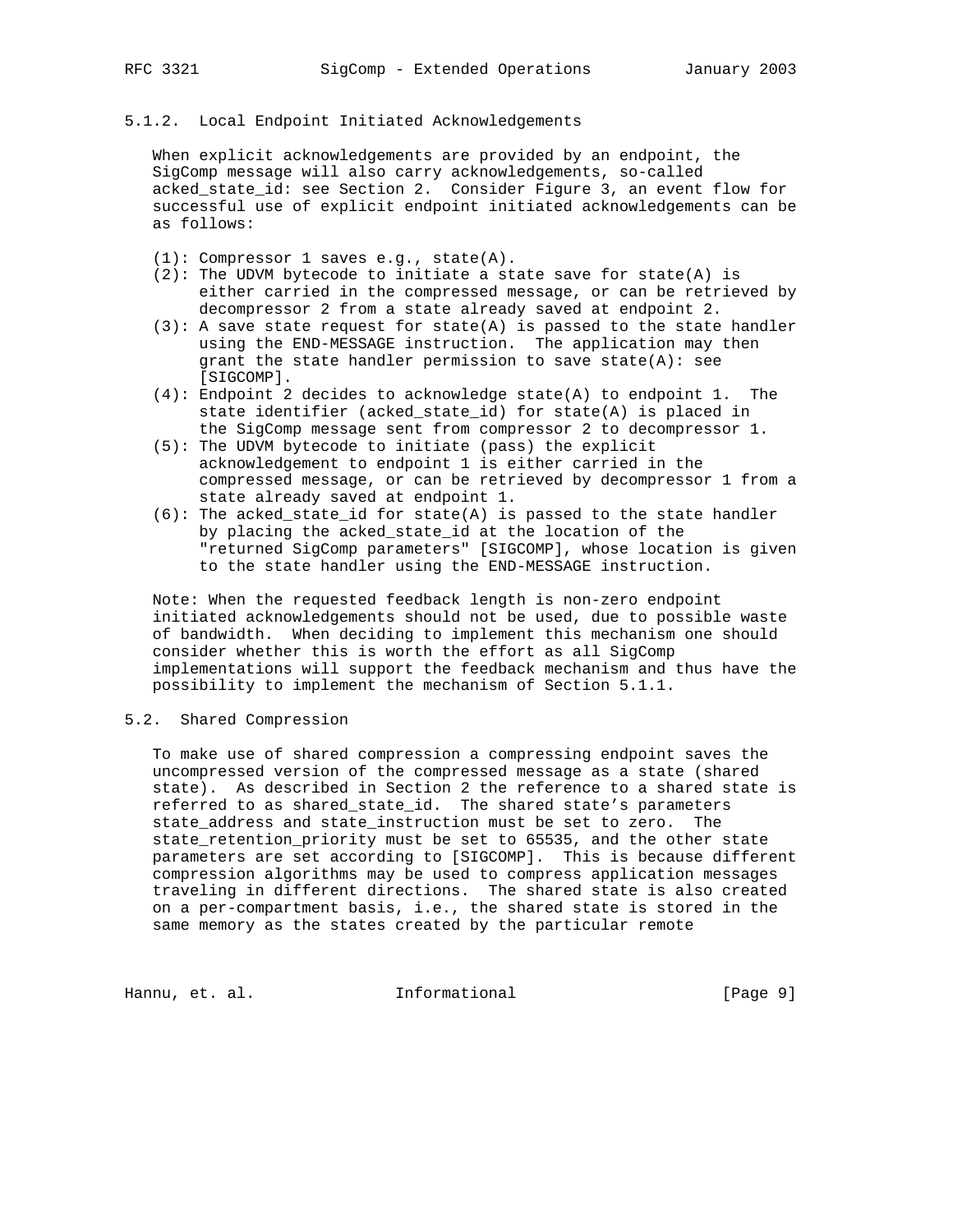### 5.1.2. Local Endpoint Initiated Acknowledgements

When explicit acknowledgements are provided by an endpoint, the SigComp message will also carry acknowledgements, so-called acked_state_id: see Section 2. Consider Figure 3, an event flow for successful use of explicit endpoint initiated acknowledgements can be as follows:

- (1): Compressor 1 saves e.g., state(A).
- (2): The UDVM bytecode to initiate a state save for state(A) is either carried in the compressed message, or can be retrieved by decompressor 2 from a state already saved at endpoint 2.
- (3): A save state request for state(A) is passed to the state handler using the END-MESSAGE instruction. The application may then grant the state handler permission to save state(A): see [SIGCOMP].
- (4): Endpoint 2 decides to acknowledge state(A) to endpoint 1. The state identifier (acked_state_id) for state(A) is placed in the SigComp message sent from compressor 2 to decompressor 1.
- (5): The UDVM bytecode to initiate (pass) the explicit acknowledgement to endpoint 1 is either carried in the compressed message, or can be retrieved by decompressor 1 from a state already saved at endpoint 1.
- (6): The acked_state_id for state(A) is passed to the state handler by placing the acked_state_id at the location of the "returned SigComp parameters" [SIGCOMP], whose location is given to the state handler using the END-MESSAGE instruction.

Note: When the requested feedback length is non-zero endpoint initiated acknowledgements should not be used, due to possible waste of bandwidth. When deciding to implement this mechanism one should consider whether this is worth the effort as all SigComp implementations will support the feedback mechanism and thus have the possibility to implement the mechanism of Section 5.1.1.

## 5.2. Shared Compression

To make use of shared compression a compressing endpoint saves the uncompressed version of the compressed message as a state (shared state). As described in Section 2 the reference to a shared state is referred to as shared_state_id. The shared state's parameters state_address and state_instruction must be set to zero. The state_retention_priority must be set to 65535, and the other state parameters are set according to [SIGCOMP]. This is because different compression algorithms may be used to compress application messages traveling in different directions. The shared state is also created on a per-compartment basis, i.e., the shared state is stored in the same memory as the states created by the particular remote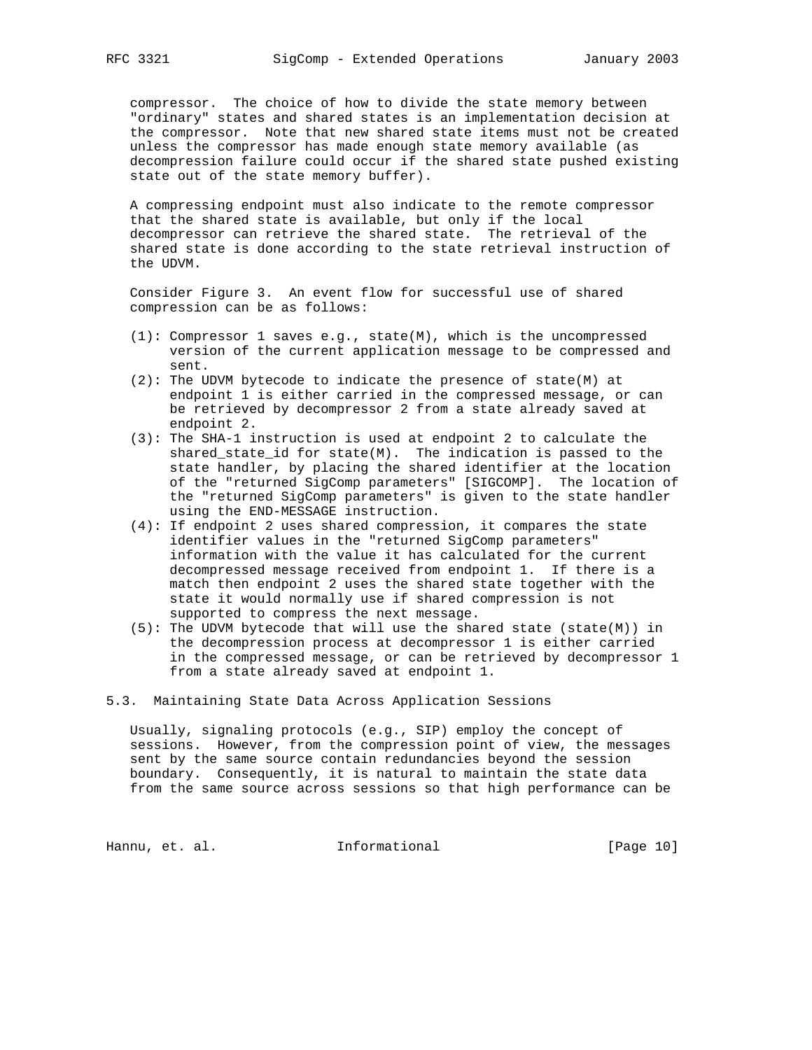compressor. The choice of how to divide the state memory between "ordinary" states and shared states is an implementation decision at the compressor. Note that new shared state items must not be created unless the compressor has made enough state memory available (as decompression failure could occur if the shared state pushed existing state out of the state memory buffer).

A compressing endpoint must also indicate to the remote compressor that the shared state is available, but only if the local decompressor can retrieve the shared state. The retrieval of the shared state is done according to the state retrieval instruction of the UDVM.

Consider Figure 3. An event flow for successful use of shared compression can be as follows:

(1): Compressor 1 saves e.g., state(M), which is the uncompressed version of the current application message to be compressed and sent.

(2): The UDVM bytecode to indicate the presence of state(M) at endpoint 1 is either carried in the compressed message, or can be retrieved by decompressor 2 from a state already saved at endpoint 2.

(3): The SHA-1 instruction is used at endpoint 2 to calculate the shared_state_id for state(M). The indication is passed to the state handler, by placing the shared identifier at the location of the "returned SigComp parameters" [SIGCOMP]. The location of the "returned SigComp parameters" is given to the state handler using the END-MESSAGE instruction.

(4): If endpoint 2 uses shared compression, it compares the state identifier values in the "returned SigComp parameters" information with the value it has calculated for the current decompressed message received from endpoint 1. If there is a match then endpoint 2 uses the shared state together with the state it would normally use if shared compression is not supported to compress the next message.

(5): The UDVM bytecode that will use the shared state (state(M)) in the decompression process at decompressor 1 is either carried in the compressed message, or can be retrieved by decompressor 1 from a state already saved at endpoint 1.

## 5.3. Maintaining State Data Across Application Sessions

Usually, signaling protocols (e.g., SIP) employ the concept of sessions. However, from the compression point of view, the messages sent by the same source contain redundancies beyond the session boundary. Consequently, it is natural to maintain the state data from the same source across sessions so that high performance can be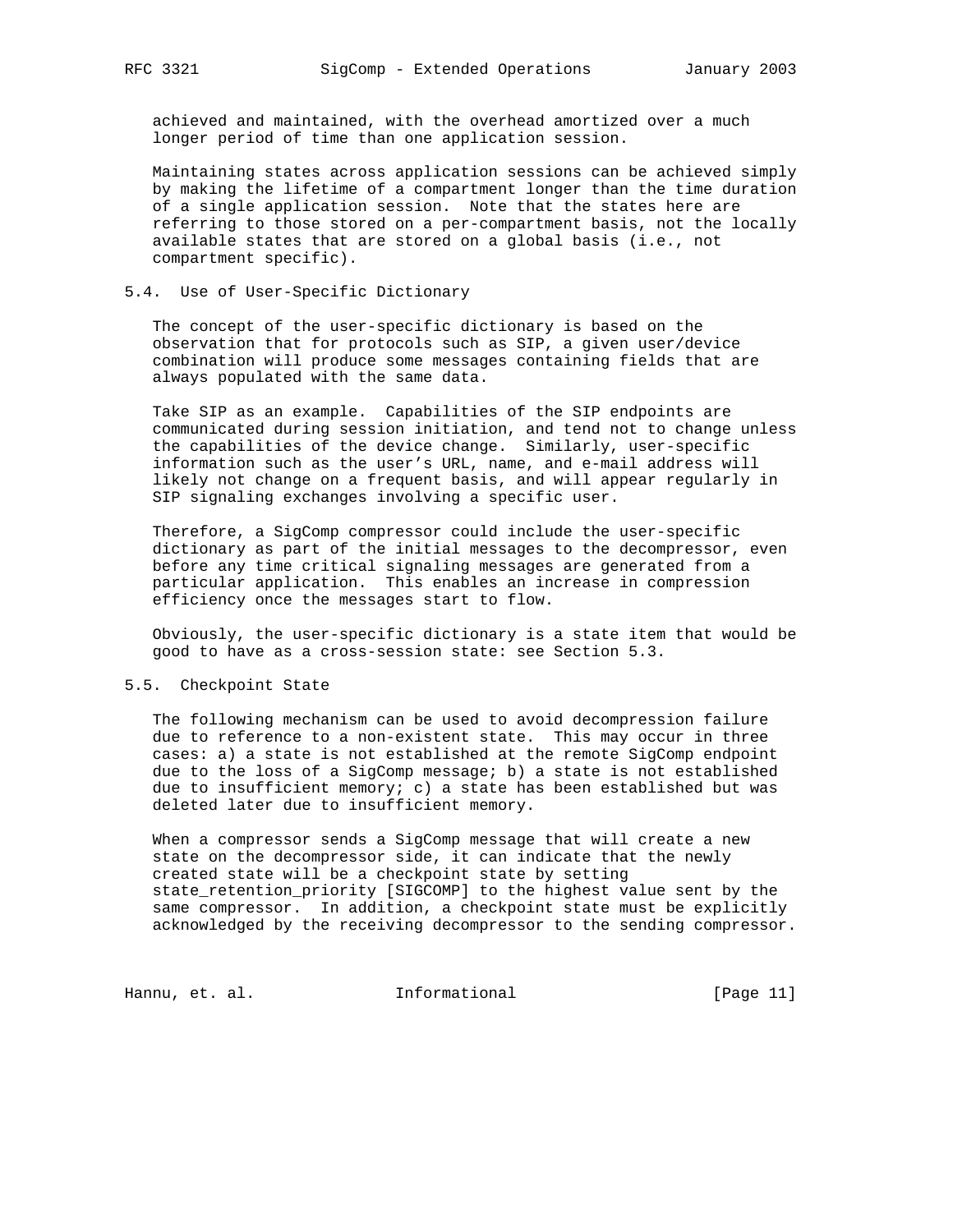achieved and maintained, with the overhead amortized over a much longer period of time than one application session.

Maintaining states across application sessions can be achieved simply by making the lifetime of a compartment longer than the time duration of a single application session. Note that the states here are referring to those stored on a per-compartment basis, not the locally available states that are stored on a global basis (i.e., not compartment specific).

### 5.4. Use of User-Specific Dictionary

The concept of the user-specific dictionary is based on the observation that for protocols such as SIP, a given user/device combination will produce some messages containing fields that are always populated with the same data.

Take SIP as an example. Capabilities of the SIP endpoints are communicated during session initiation, and tend not to change unless the capabilities of the device change. Similarly, user-specific information such as the user's URL, name, and e-mail address will likely not change on a frequent basis, and will appear regularly in SIP signaling exchanges involving a specific user.

Therefore, a SigComp compressor could include the user-specific dictionary as part of the initial messages to the decompressor, even before any time critical signaling messages are generated from a particular application. This enables an increase in compression efficiency once the messages start to flow.

Obviously, the user-specific dictionary is a state item that would be good to have as a cross-session state: see Section 5.3.

### 5.5. Checkpoint State

The following mechanism can be used to avoid decompression failure due to reference to a non-existent state. This may occur in three cases: a) a state is not established at the remote SigComp endpoint due to the loss of a SigComp message; b) a state is not established due to insufficient memory; c) a state has been established but was deleted later due to insufficient memory.

When a compressor sends a SigComp message that will create a new state on the decompressor side, it can indicate that the newly created state will be a checkpoint state by setting state_retention_priority [SIGCOMP] to the highest value sent by the same compressor. In addition, a checkpoint state must be explicitly acknowledged by the receiving decompressor to the sending compressor.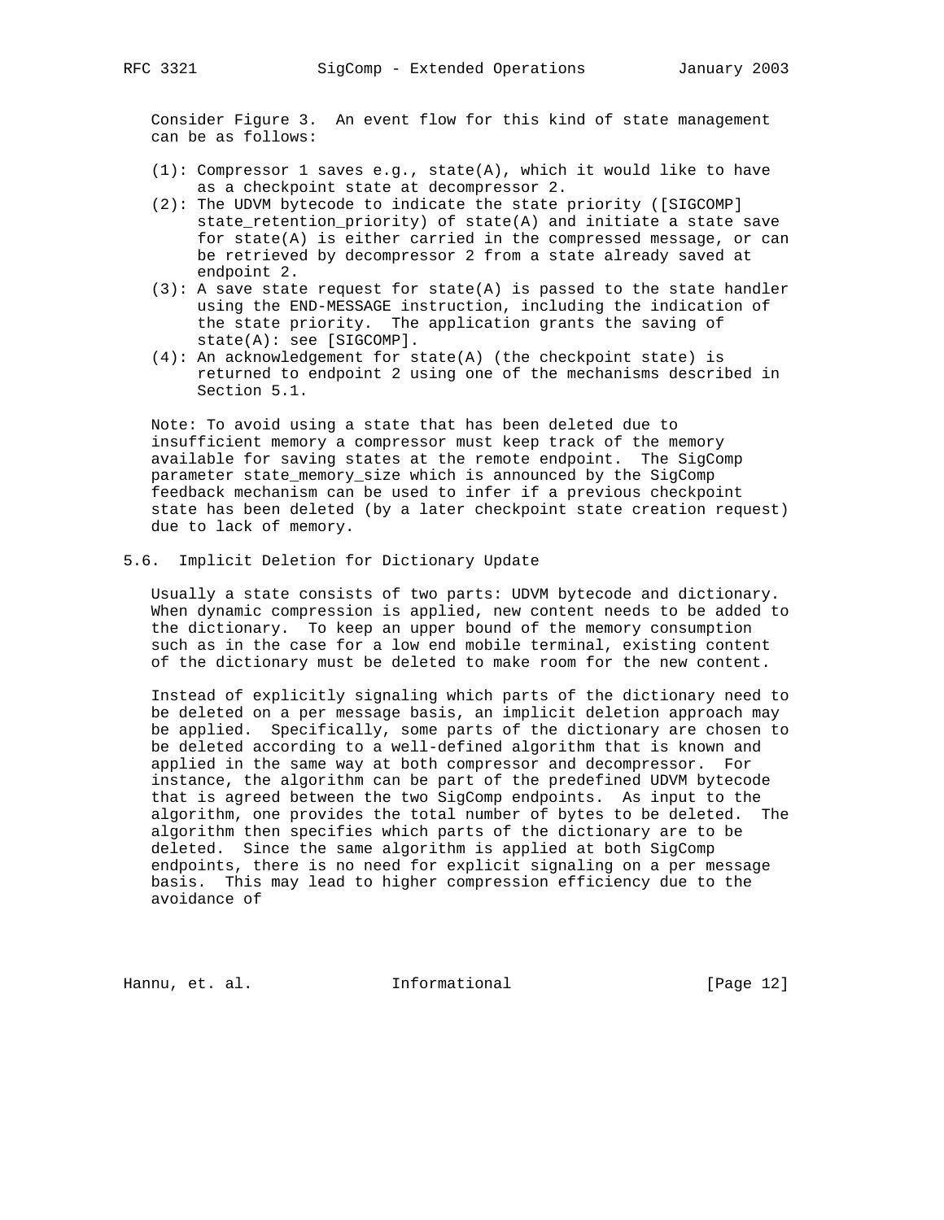Consider Figure 3. An event flow for this kind of state management can be as follows:

- (1): Compressor 1 saves e.g., state(A), which it would like to have as a checkpoint state at decompressor 2.
- (2): The UDVM bytecode to indicate the state priority ([SIGCOMP] state_retention_priority) of state(A) and initiate a state save for state(A) is either carried in the compressed message, or can be retrieved by decompressor 2 from a state already saved at endpoint 2.
- (3): A save state request for state(A) is passed to the state handler using the END-MESSAGE instruction, including the indication of the state priority. The application grants the saving of state(A): see [SIGCOMP].
- (4): An acknowledgement for state(A) (the checkpoint state) is returned to endpoint 2 using one of the mechanisms described in Section 5.1.

Note: To avoid using a state that has been deleted due to insufficient memory a compressor must keep track of the memory available for saving states at the remote endpoint. The SigComp parameter state_memory_size which is announced by the SigComp feedback mechanism can be used to infer if a previous checkpoint state has been deleted (by a later checkpoint state creation request) due to lack of memory.

## 5.6. Implicit Deletion for Dictionary Update

Usually a state consists of two parts: UDVM bytecode and dictionary. When dynamic compression is applied, new content needs to be added to the dictionary. To keep an upper bound of the memory consumption such as in the case for a low end mobile terminal, existing content of the dictionary must be deleted to make room for the new content.

Instead of explicitly signaling which parts of the dictionary need to be deleted on a per message basis, an implicit deletion approach may be applied. Specifically, some parts of the dictionary are chosen to be deleted according to a well-defined algorithm that is known and applied in the same way at both compressor and decompressor. For instance, the algorithm can be part of the predefined UDVM bytecode that is agreed between the two SigComp endpoints. As input to the algorithm, one provides the total number of bytes to be deleted. The algorithm then specifies which parts of the dictionary are to be deleted. Since the same algorithm is applied at both SigComp endpoints, there is no need for explicit signaling on a per message basis. This may lead to higher compression efficiency due to the avoidance of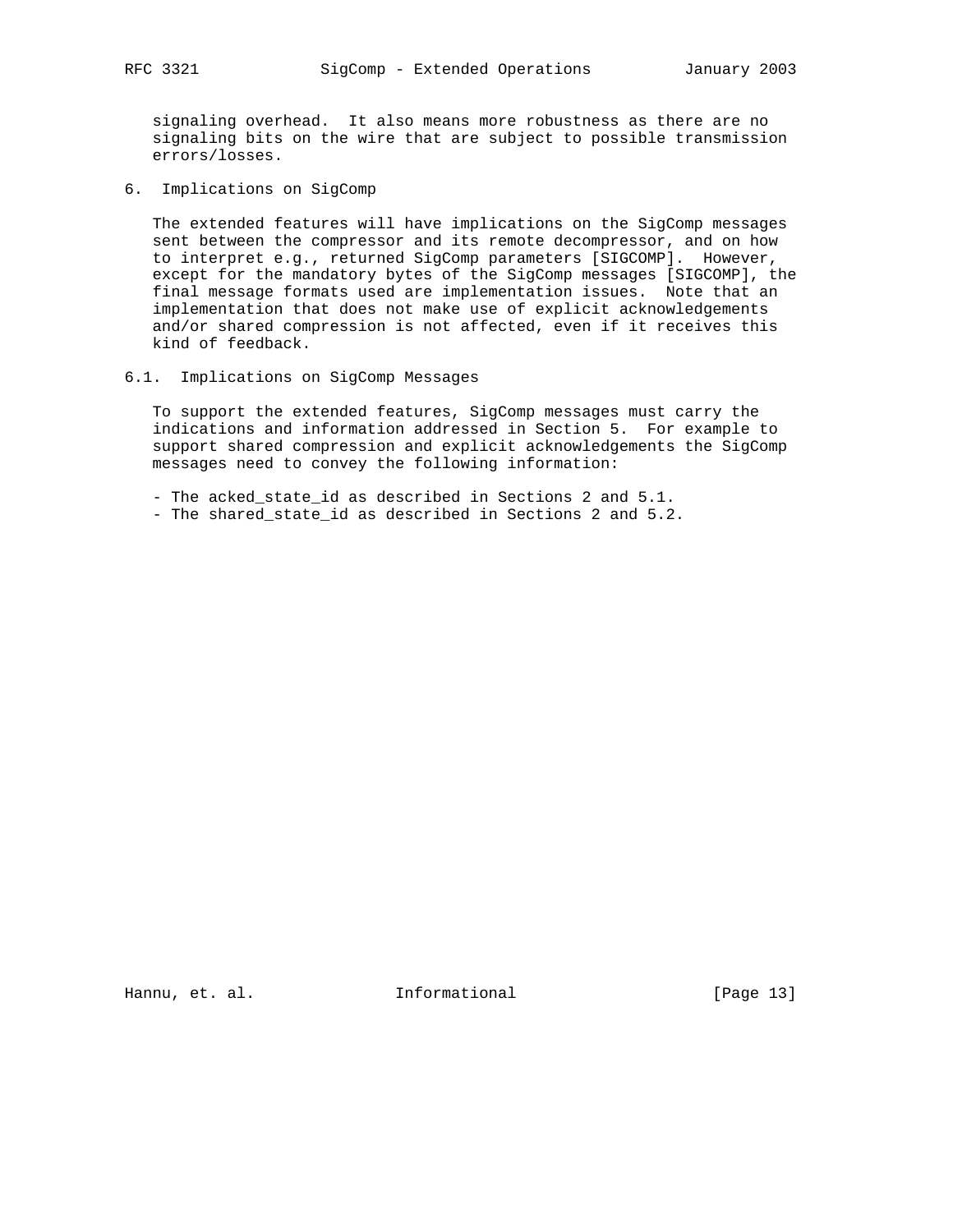signaling overhead. It also means more robustness as there are no signaling bits on the wire that are subject to possible transmission errors/losses.

## 6. Implications on SigComp

The extended features will have implications on the SigComp messages sent between the compressor and its remote decompressor, and on how to interpret e.g., returned SigComp parameters [SIGCOMP]. However, except for the mandatory bytes of the SigComp messages [SIGCOMP], the final message formats used are implementation issues. Note that an implementation that does not make use of explicit acknowledgements and/or shared compression is not affected, even if it receives this kind of feedback.

### 6.1. Implications on SigComp Messages

To support the extended features, SigComp messages must carry the indications and information addressed in Section 5. For example to support shared compression and explicit acknowledgements the SigComp messages need to convey the following information:

- The acked_state_id as described in Sections 2 and 5.1.
- The shared_state_id as described in Sections 2 and 5.2.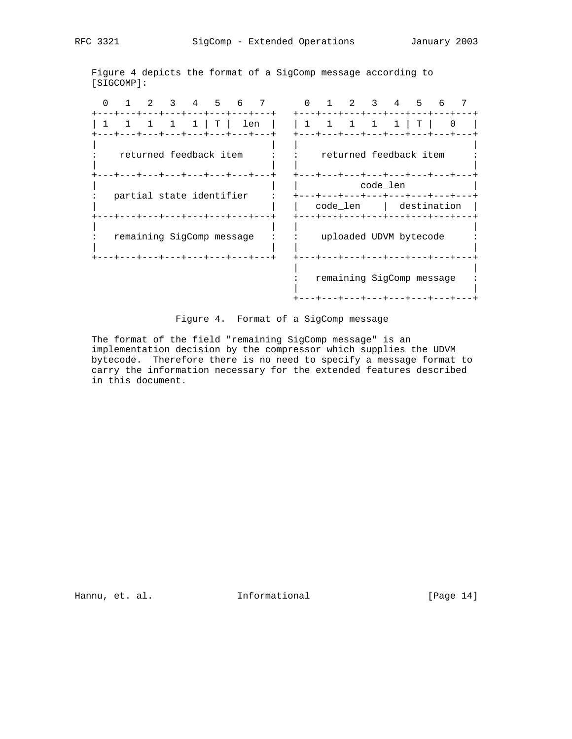Figure 4 depicts the format of a SigComp message according to [SIGCOMP]:

```
  0   1   2   3   4   5   6   7       0   1   2   3   4   5   6   7
+---+---+---+---+---+---+---+---+   +---+---+---+---+---+---+---+---+
| 1   1   1   1   1 | T |  len  |   | 1   1   1   1   1 | T |   0   |
+---+---+---+---+---+---+---+---+   +---+---+---+---+---+---+---+---+
|                               |   |                               |
:    returned feedback item     :   :    returned feedback item     :
|                               |   |                               |
+---+---+---+---+---+---+---+---+   +---+---+---+---+---+---+---+---+
|                               |   |           code_len            |
:   partial state identifier    :   +---+---+---+---+---+---+---+---+
|                               |   |   code_len    |  destination  |
+---+---+---+---+---+---+---+---+   +---+---+---+---+---+---+---+---+
|                               |   |                               |
:   remaining SigComp message   :   :    uploaded UDVM bytecode     :
|                               |   |                               |
+---+---+---+---+---+---+---+---+   +---+---+---+---+---+---+---+---+
                                    |                               |
                                    :   remaining SigComp message   :
                                    |                               |
                                    +---+---+---+---+---+---+---+---+
```

Figure 4. Format of a SigComp message

The format of the field "remaining SigComp message" is an implementation decision by the compressor which supplies the UDVM bytecode. Therefore there is no need to specify a message format to carry the information necessary for the extended features described in this document.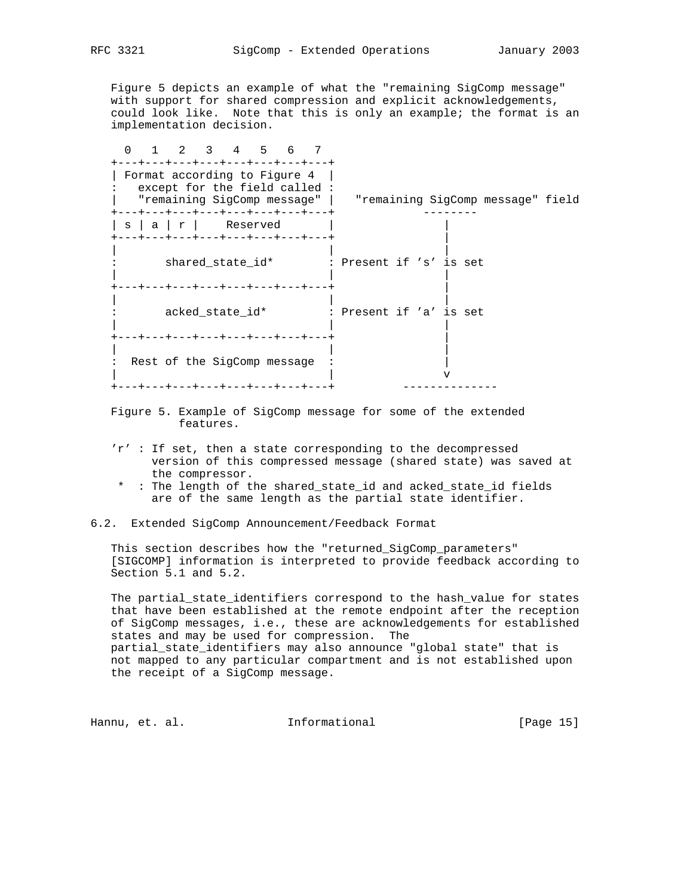Figure 5 depicts an example of what the "remaining SigComp message" with support for shared compression and explicit acknowledgements, could look like. Note that this is only an example; the format is an implementation decision.

```
  0   1   2   3   4   5   6   7
+---+---+---+---+---+---+---+---+
| Format according to Figure 4  |
:   except for the field called :
|   "remaining SigComp message" |   "remaining SigComp message" field
+---+---+---+---+---+---+---+---+             --------
| s | a | r |    Reserved       |               |
+---+---+---+---+---+---+---+---+               |
|                               |               |
:       shared_state_id*        : Present if 's' is set
|                               |               |
+---+---+---+---+---+---+---+---+               |
|                               |               |
:       acked_state_id*         : Present if 'a' is set
|                               |               |
+---+---+---+---+---+---+---+---+               |
|                               |               |
:  Rest of the SigComp message  :               |
|                               |               v
+---+---+---+---+---+---+---+---+          --------------
```

Figure 5. Example of SigComp message for some of the extended features.

'r' : If set, then a state corresponding to the decompressed version of this compressed message (shared state) was saved at the compressor.

 *  : The length of the shared_state_id and acked_state_id fields are of the same length as the partial state identifier.

## 6.2. Extended SigComp Announcement/Feedback Format

This section describes how the "returned_SigComp_parameters" [SIGCOMP] information is interpreted to provide feedback according to Section 5.1 and 5.2.

The partial_state_identifiers correspond to the hash_value for states that have been established at the remote endpoint after the reception of SigComp messages, i.e., these are acknowledgements for established states and may be used for compression. The partial_state_identifiers may also announce "global state" that is not mapped to any particular compartment and is not established upon the receipt of a SigComp message.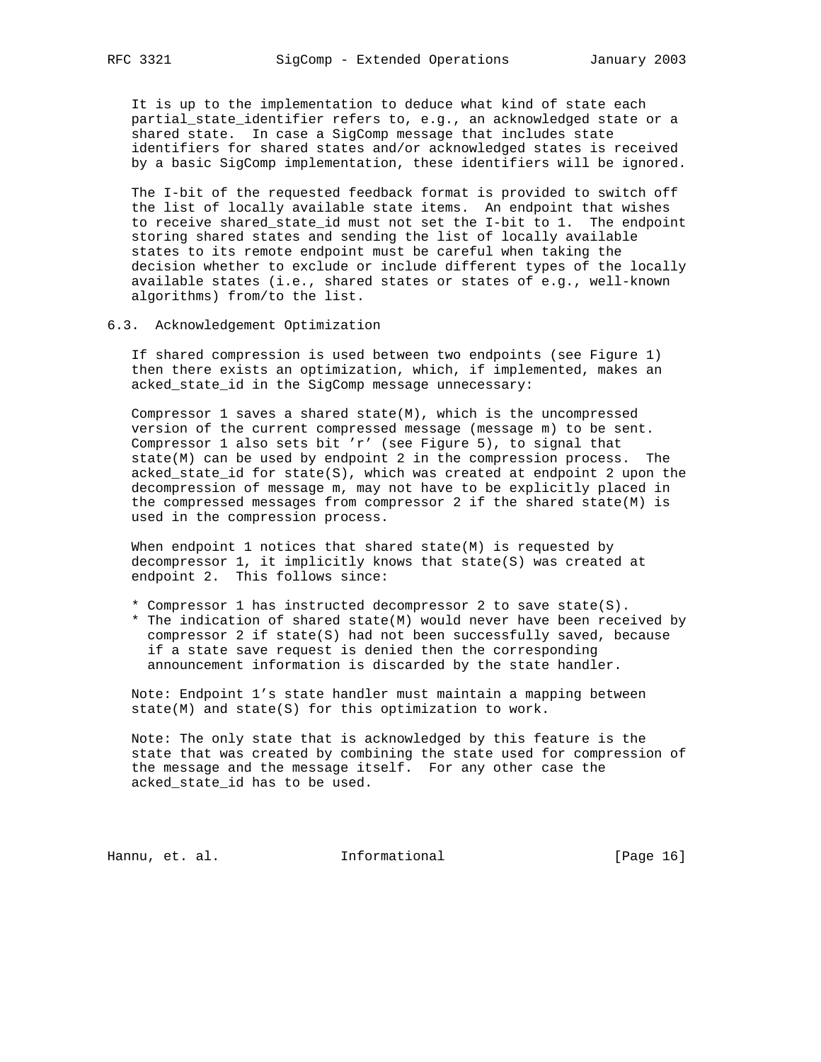It is up to the implementation to deduce what kind of state each partial_state_identifier refers to, e.g., an acknowledged state or a shared state. In case a SigComp message that includes state identifiers for shared states and/or acknowledged states is received by a basic SigComp implementation, these identifiers will be ignored.

The I-bit of the requested feedback format is provided to switch off the list of locally available state items. An endpoint that wishes to receive shared_state_id must not set the I-bit to 1. The endpoint storing shared states and sending the list of locally available states to its remote endpoint must be careful when taking the decision whether to exclude or include different types of the locally available states (i.e., shared states or states of e.g., well-known algorithms) from/to the list.

## 6.3. Acknowledgement Optimization

If shared compression is used between two endpoints (see Figure 1) then there exists an optimization, which, if implemented, makes an acked_state_id in the SigComp message unnecessary:

Compressor 1 saves a shared state(M), which is the uncompressed version of the current compressed message (message m) to be sent. Compressor 1 also sets bit 'r' (see Figure 5), to signal that state(M) can be used by endpoint 2 in the compression process. The acked_state_id for state(S), which was created at endpoint 2 upon the decompression of message m, may not have to be explicitly placed in the compressed messages from compressor 2 if the shared state(M) is used in the compression process.

When endpoint 1 notices that shared state(M) is requested by decompressor 1, it implicitly knows that state(S) was created at endpoint 2. This follows since:

* Compressor 1 has instructed decompressor 2 to save state(S).
* The indication of shared state(M) would never have been received by compressor 2 if state(S) had not been successfully saved, because if a state save request is denied then the corresponding announcement information is discarded by the state handler.

Note: Endpoint 1's state handler must maintain a mapping between state(M) and state(S) for this optimization to work.

Note: The only state that is acknowledged by this feature is the state that was created by combining the state used for compression of the message and the message itself. For any other case the acked_state_id has to be used.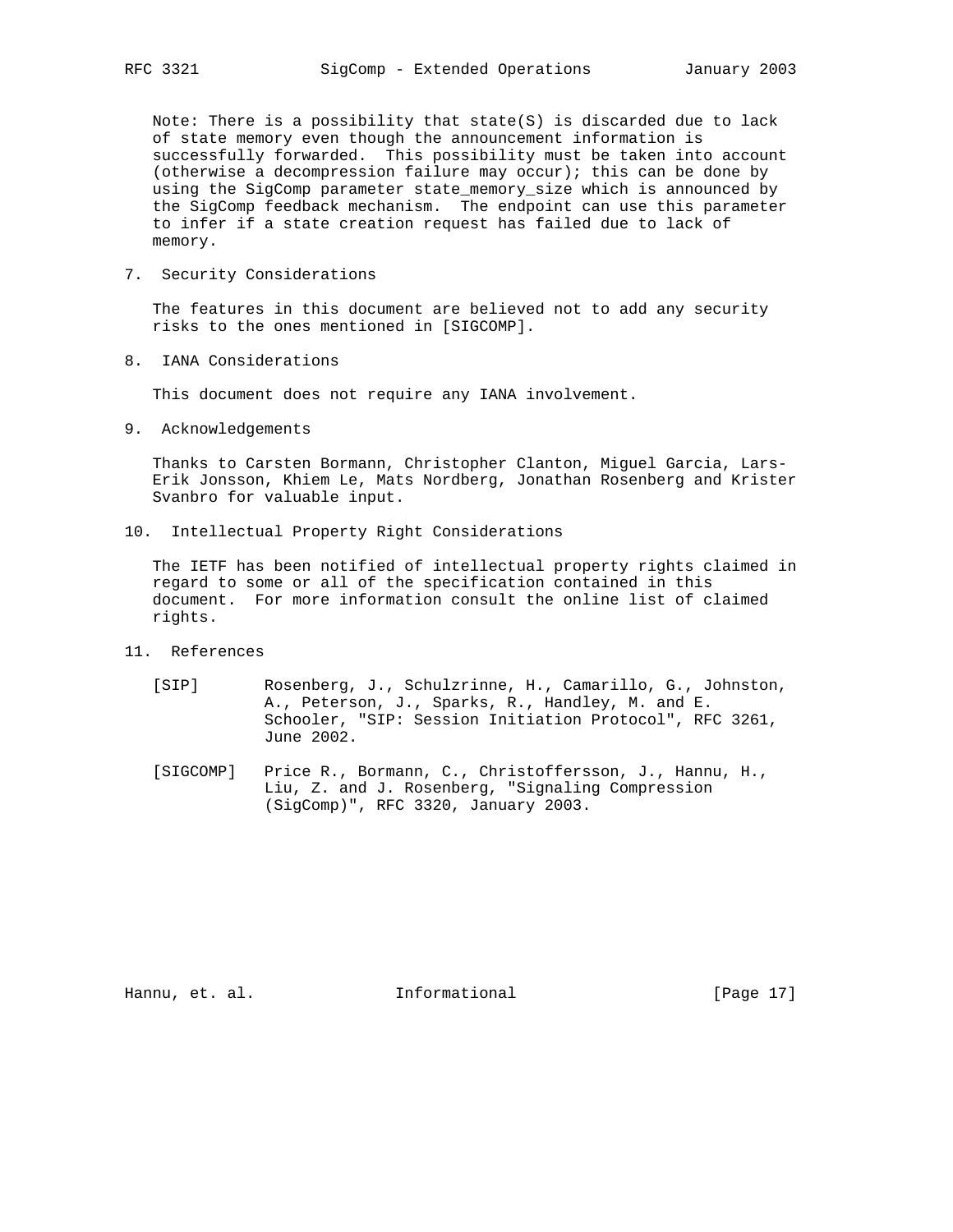Note: There is a possibility that state(S) is discarded due to lack of state memory even though the announcement information is successfully forwarded. This possibility must be taken into account (otherwise a decompression failure may occur); this can be done by using the SigComp parameter state_memory_size which is announced by the SigComp feedback mechanism. The endpoint can use this parameter to infer if a state creation request has failed due to lack of memory.

## 7. Security Considerations

The features in this document are believed not to add any security risks to the ones mentioned in [SIGCOMP].

## 8. IANA Considerations

This document does not require any IANA involvement.

## 9. Acknowledgements

Thanks to Carsten Bormann, Christopher Clanton, Miguel Garcia, Lars-Erik Jonsson, Khiem Le, Mats Nordberg, Jonathan Rosenberg and Krister Svanbro for valuable input.

## 10. Intellectual Property Right Considerations

The IETF has been notified of intellectual property rights claimed in regard to some or all of the specification contained in this document. For more information consult the online list of claimed rights.

## 11. References

[SIP] Rosenberg, J., Schulzrinne, H., Camarillo, G., Johnston, A., Peterson, J., Sparks, R., Handley, M. and E. Schooler, "SIP: Session Initiation Protocol", RFC 3261, June 2002.

[SIGCOMP] Price R., Bormann, C., Christoffersson, J., Hannu, H., Liu, Z. and J. Rosenberg, "Signaling Compression (SigComp)", RFC 3320, January 2003.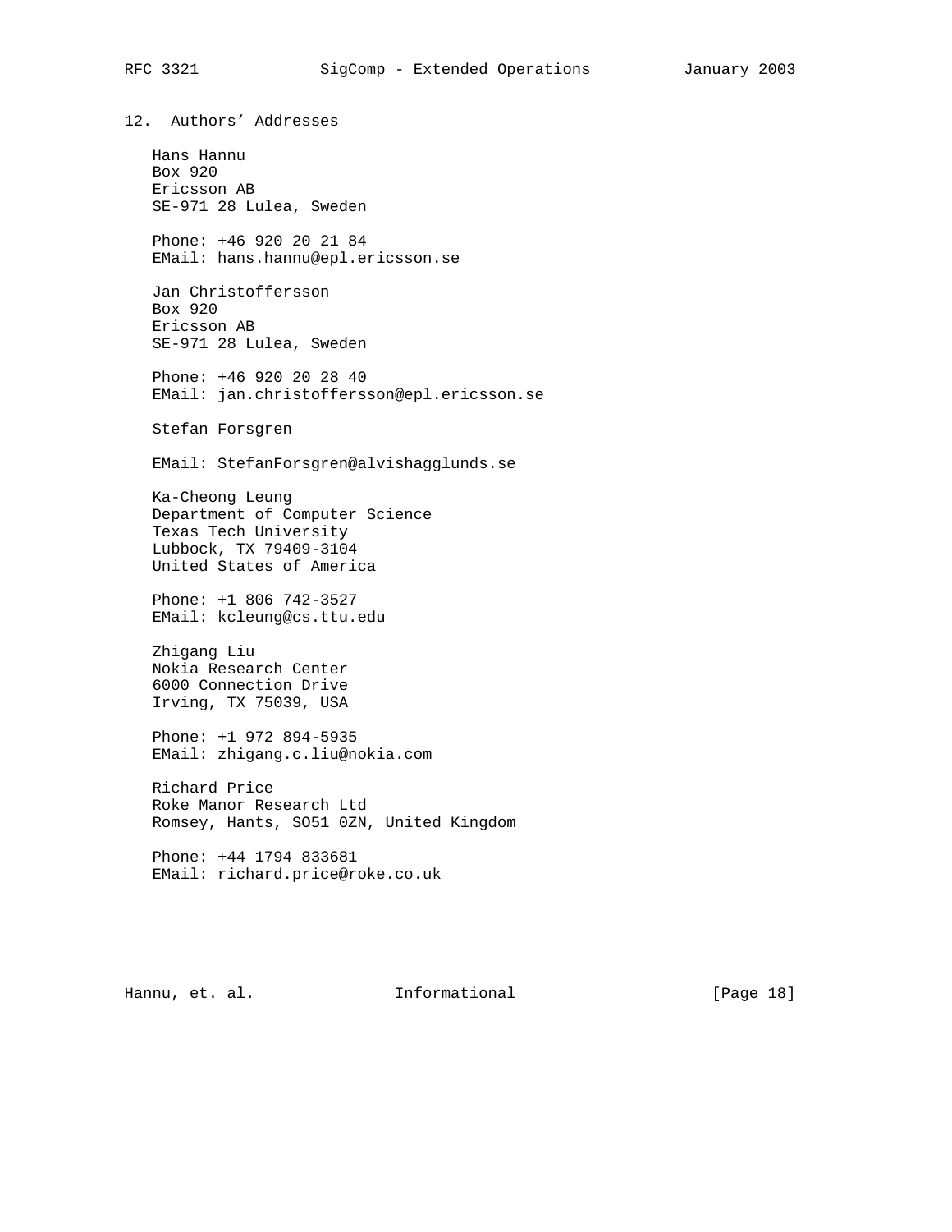## 12. Authors' Addresses

Hans Hannu
Box 920
Ericsson AB
SE-971 28 Lulea, Sweden

Phone: +46 920 20 21 84
EMail: hans.hannu@epl.ericsson.se

Jan Christoffersson
Box 920
Ericsson AB
SE-971 28 Lulea, Sweden

Phone: +46 920 20 28 40
EMail: jan.christoffersson@epl.ericsson.se

Stefan Forsgren

EMail: StefanForsgren@alvishagglunds.se

Ka-Cheong Leung
Department of Computer Science
Texas Tech University
Lubbock, TX 79409-3104
United States of America

Phone: +1 806 742-3527
EMail: kcleung@cs.ttu.edu

Zhigang Liu
Nokia Research Center
6000 Connection Drive
Irving, TX 75039, USA

Phone: +1 972 894-5935
EMail: zhigang.c.liu@nokia.com

Richard Price
Roke Manor Research Ltd
Romsey, Hants, SO51 0ZN, United Kingdom

Phone: +44 1794 833681
EMail: richard.price@roke.co.uk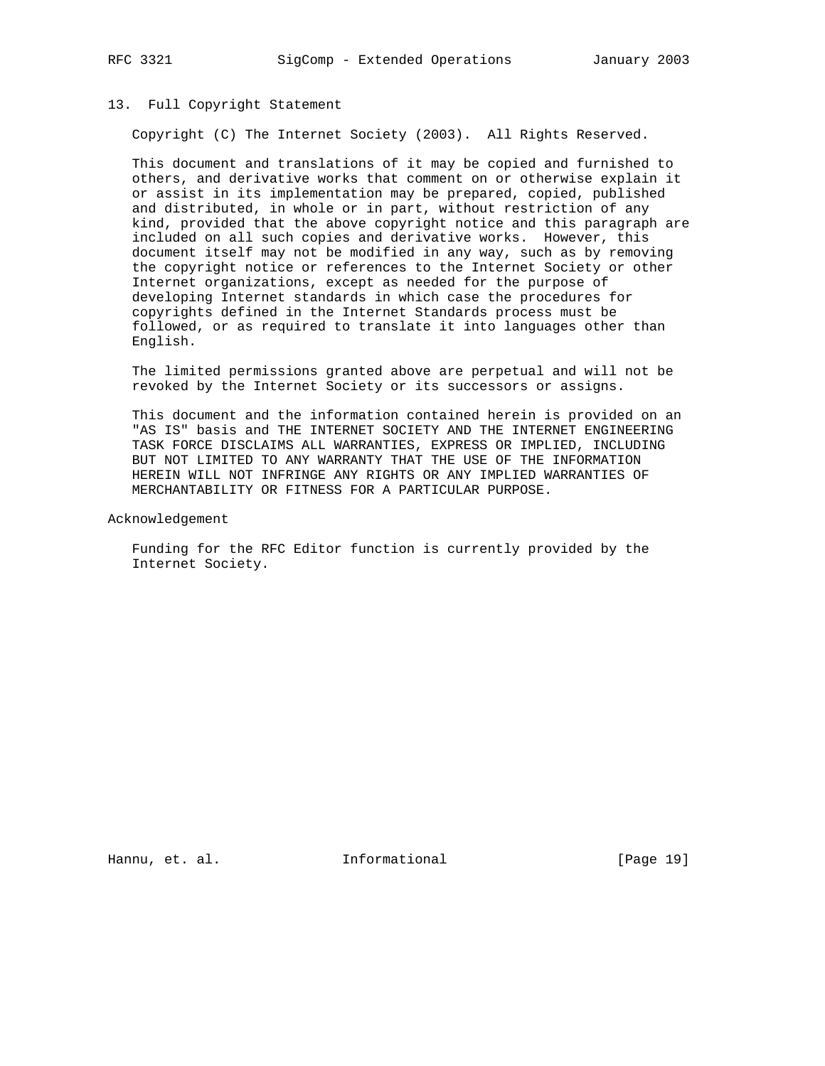## 13. Full Copyright Statement

Copyright (C) The Internet Society (2003). All Rights Reserved.

This document and translations of it may be copied and furnished to others, and derivative works that comment on or otherwise explain it or assist in its implementation may be prepared, copied, published and distributed, in whole or in part, without restriction of any kind, provided that the above copyright notice and this paragraph are included on all such copies and derivative works. However, this document itself may not be modified in any way, such as by removing the copyright notice or references to the Internet Society or other Internet organizations, except as needed for the purpose of developing Internet standards in which case the procedures for copyrights defined in the Internet Standards process must be followed, or as required to translate it into languages other than English.

The limited permissions granted above are perpetual and will not be revoked by the Internet Society or its successors or assigns.

This document and the information contained herein is provided on an "AS IS" basis and THE INTERNET SOCIETY AND THE INTERNET ENGINEERING TASK FORCE DISCLAIMS ALL WARRANTIES, EXPRESS OR IMPLIED, INCLUDING BUT NOT LIMITED TO ANY WARRANTY THAT THE USE OF THE INFORMATION HEREIN WILL NOT INFRINGE ANY RIGHTS OR ANY IMPLIED WARRANTIES OF MERCHANTABILITY OR FITNESS FOR A PARTICULAR PURPOSE.

## Acknowledgement

Funding for the RFC Editor function is currently provided by the Internet Society.